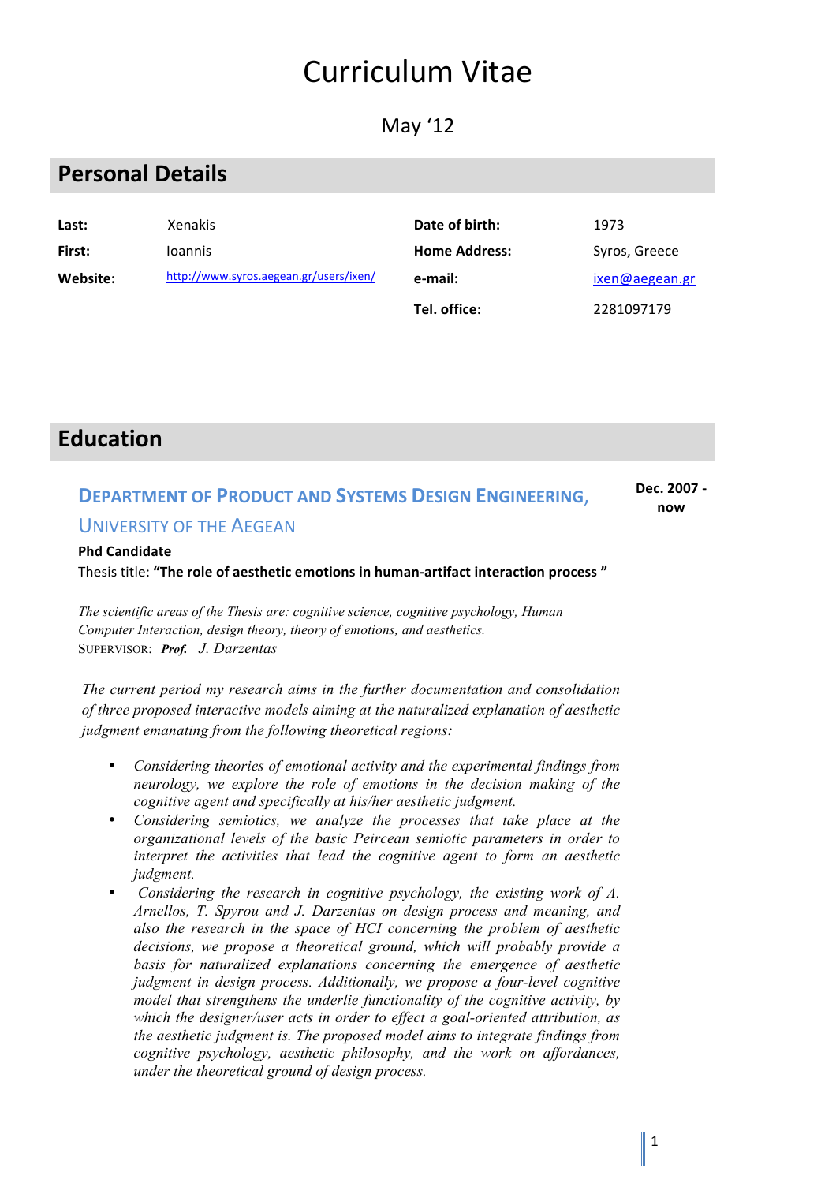// Curriculum Vitae

May '12

## Personal Details

| | | | |
|---|---|---|---|
| **Last:** | Xenakis | **Date of birth:** | 1973 |
| **First:** | Ioannis | **Home Address:** | Syros, Greece |
| **Website:** | http://www.syros.aegean.gr/users/ixen/ | **e-mail:** | ixen@aegean.gr |
| | | **Tel. office:** | 2281097179 |

## Education

### DEPARTMENT OF PRODUCT AND SYSTEMS DESIGN ENGINEERING, UNIVERSITY OF THE AEGEAN

**Dec. 2007 - now**

**Phd Candidate**

Thesis title: **"The role of aesthetic emotions in human-artifact interaction process "**

*The scientific areas of the Thesis are: cognitive science, cognitive psychology, Human Computer Interaction, design theory, theory of emotions, and aesthetics.*

SUPERVISOR: ***Prof.*** *J. Darzentas*

*The current period my research aims in the further documentation and consolidation of three proposed interactive models aiming at the naturalized explanation of aesthetic judgment emanating from the following theoretical regions:*

- *Considering theories of emotional activity and the experimental findings from neurology, we explore the role of emotions in the decision making of the cognitive agent and specifically at his/her aesthetic judgment.*
- *Considering semiotics, we analyze the processes that take place at the organizational levels of the basic Peircean semiotic parameters in order to interpret the activities that lead the cognitive agent to form an aesthetic judgment.*
- *Considering the research in cognitive psychology, the existing work of A. Arnellos, T. Spyrou and J. Darzentas on design process and meaning, and also the research in the space of HCI concerning the problem of aesthetic decisions, we propose a theoretical ground, which will probably provide a basis for naturalized explanations concerning the emergence of aesthetic judgment in design process. Additionally, we propose a four-level cognitive model that strengthens the underlie functionality of the cognitive activity, by which the designer/user acts in order to effect a goal-oriented attribution, as the aesthetic judgment is. The proposed model aims to integrate findings from cognitive psychology, aesthetic philosophy, and the work on affordances, under the theoretical ground of design process.*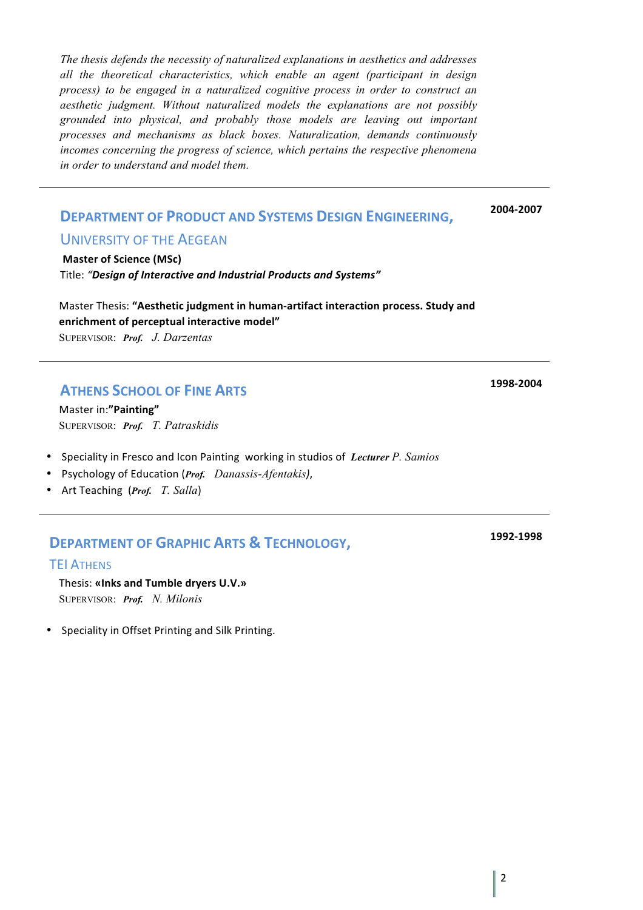*The thesis defends the necessity of naturalized explanations in aesthetics and addresses all the theoretical characteristics, which enable an agent (participant in design process) to be engaged in a naturalized cognitive process in order to construct an aesthetic judgment. Without naturalized models the explanations are not possibly grounded into physical, and probably those models are leaving out important processes and mechanisms as black boxes. Naturalization, demands continuously incomes concerning the progress of science, which pertains the respective phenomena in order to understand and model them.*

---

## DEPARTMENT OF PRODUCT AND SYSTEMS DESIGN ENGINEERING, UNIVERSITY OF THE AEGEAN

**2004-2007**

**Master of Science (MSc)**

Title: ***"Design of Interactive and Industrial Products and Systems"***

Master Thesis: **"Aesthetic judgment in human-artifact interaction process. Study and enrichment of perceptual interactive model"**

SUPERVISOR: ***Prof.*** *J. Darzentas*

---

## ATHENS SCHOOL OF FINE ARTS

**1998-2004**

Master in:**"Painting"**

SUPERVISOR: ***Prof.*** *T. Patraskidis*

- Speciality in Fresco and Icon Painting working in studios of ***Lecturer*** *P. Samios*
- Psychology of Education (***Prof.*** *Danassis-Afentakis*),
- Art Teaching (***Prof.*** *T. Salla*)

---

## DEPARTMENT OF GRAPHIC ARTS & TECHNOLOGY, TEI ATHENS

**1992-1998**

Thesis: **«Inks and Tumble dryers U.V.»**

SUPERVISOR: ***Prof.*** *N. Milonis*

- Speciality in Offset Printing and Silk Printing.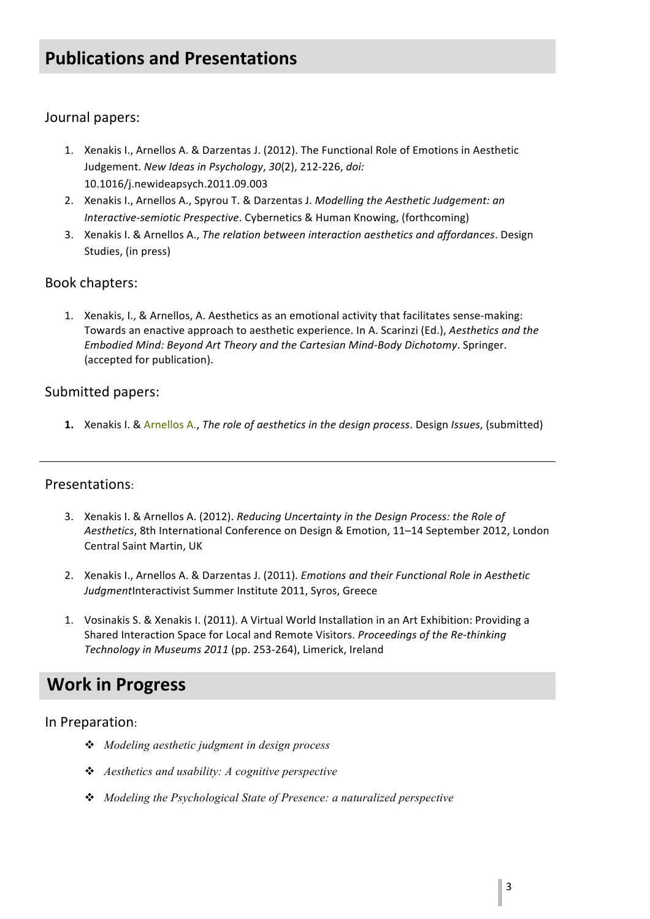## Publications and Presentations

### Journal papers:

1. Xenakis I., Arnellos A. & Darzentas J. (2012). The Functional Role of Emotions in Aesthetic Judgement. *New Ideas in Psychology*, *30*(2), 212-226, *doi:* 10.1016/j.newideapsych.2011.09.003
2. Xenakis I., Arnellos A., Spyrou T. & Darzentas J. *Modelling the Aesthetic Judgement: an Interactive-semiotic Prespective*. Cybernetics & Human Knowing, (forthcoming)
3. Xenakis I. & Arnellos A., *The relation between interaction aesthetics and affordances*. Design Studies, (in press)

### Book chapters:

1. Xenakis, I., & Arnellos, A. Aesthetics as an emotional activity that facilitates sense-making: Towards an enactive approach to aesthetic experience. In A. Scarinzi (Ed.), *Aesthetics and the Embodied Mind: Beyond Art Theory and the Cartesian Mind-Body Dichotomy*. Springer. (accepted for publication).

### Submitted papers:

1. Xenakis I. & Arnellos A., *The role of aesthetics in the design process*. Design *Issues*, (submitted)

---

### Presentations:

3. Xenakis I. & Arnellos A. (2012). *Reducing Uncertainty in the Design Process: the Role of Aesthetics*, 8th International Conference on Design & Emotion, 11–14 September 2012, London Central Saint Martin, UK

2. Xenakis I., Arnellos A. & Darzentas J. (2011). *Emotions and their Functional Role in Aesthetic Judgment*Interactivist Summer Institute 2011, Syros, Greece

1. Vosinakis S. & Xenakis I. (2011). A Virtual World Installation in an Art Exhibition: Providing a Shared Interaction Space for Local and Remote Visitors. *Proceedings of the Re-thinking Technology in Museums 2011* (pp. 253-264), Limerick, Ireland

## Work in Progress

### In Preparation:

- *Modeling aesthetic judgment in design process*
- *Aesthetics and usability: A cognitive perspective*
- *Modeling the Psychological State of Presence: a naturalized perspective*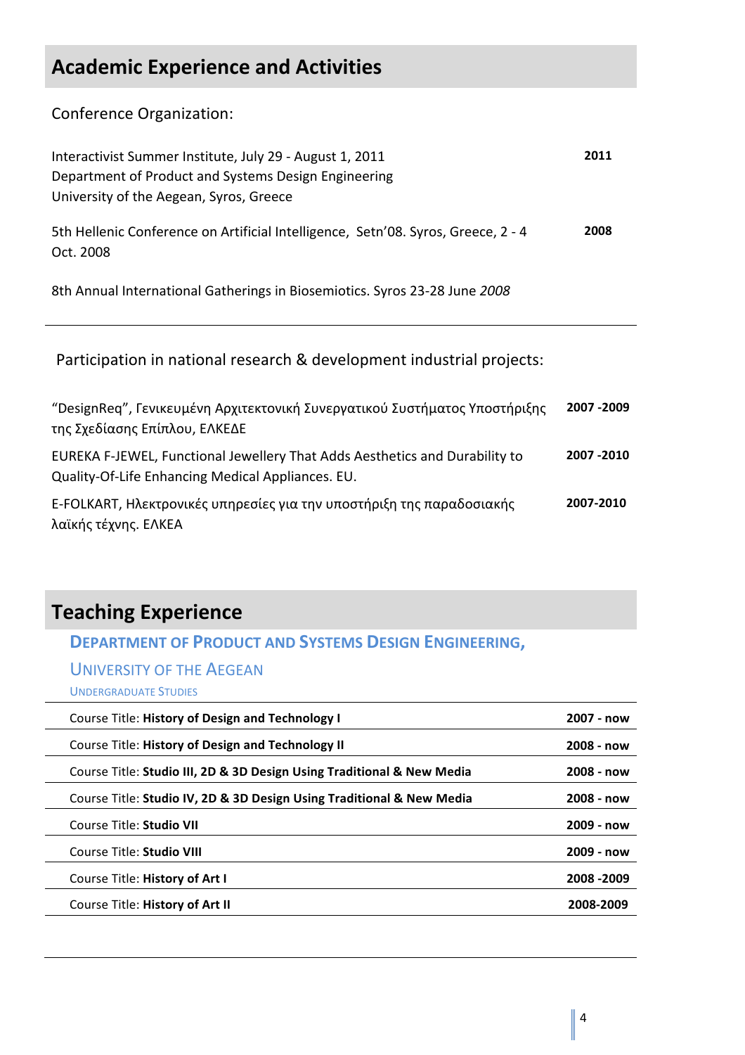## Academic Experience and Activities

Conference Organization:

| | |
|---|---|
| Interactivist Summer Institute, July 29 - August 1, 2011<br>Department of Product and Systems Design Engineering<br>University of the Aegean, Syros, Greece | **2011** |
| 5th Hellenic Conference on Artificial Intelligence, Setn'08. Syros, Greece, 2 - 4 Oct. 2008 | **2008** |
| 8th Annual International Gatherings in Biosemiotics. Syros 23-28 June *2008* | |

Participation in national research & development industrial projects:

| | |
|---|---|
| "DesignReq", Γενικευμένη Αρχιτεκτονική Συνεργατικού Συστήματος Υποστήριξης της Σχεδίασης Επίπλου, ΕΛΚΕΔΕ | **2007 -2009** |
| EUREKA F-JEWEL, Functional Jewellery That Adds Aesthetics and Durability to Quality-Of-Life Enhancing Medical Appliances. EU. | **2007 -2010** |
| E-FOLKART, Ηλεκτρονικές υπηρεσίες για την υποστήριξη της παραδοσιακής λαϊκής τέχνης. ΕΛΚΕΑ | **2007-2010** |

## Teaching Experience

### Department of Product and Systems Design Engineering,

### University of the Aegean

Undergraduate Studies

| | |
|---|---|
| Course Title: **History of Design and Technology I** | **2007 - now** |
| Course Title: **History of Design and Technology II** | **2008 - now** |
| Course Title: **Studio III, 2D & 3D Design Using Traditional & New Media** | **2008 - now** |
| Course Title: **Studio IV, 2D & 3D Design Using Traditional & New Media** | **2008 - now** |
| Course Title: **Studio VII** | **2009 - now** |
| Course Title: **Studio VIII** | **2009 - now** |
| Course Title: **History of Art I** | **2008 -2009** |
| Course Title: **History of Art II** | **2008-2009** |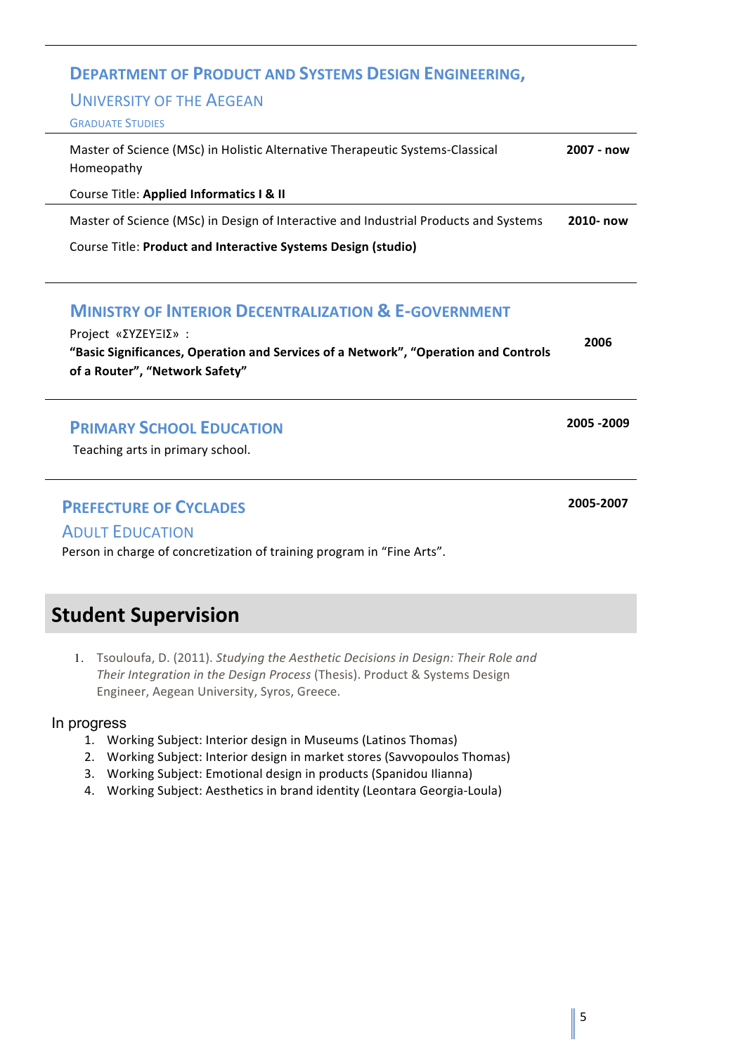### Department of Product and Systems Design Engineering,

### University of the Aegean

Graduate Studies

Master of Science (MSc) in Holistic Alternative Therapeutic Systems-Classical Homeopathy — **2007 - now**

Course Title: **Applied Informatics I & II**

Master of Science (MSc) in Design of Interactive and Industrial Products and Systems — **2010- now**

Course Title: **Product and Interactive Systems Design (studio)**

### Ministry of Interior Decentralization & E-government

Project «ΣΥΖΕΥΞΙΣ» : — **2006**

**"Basic Significances, Operation and Services of a Network", "Operation and Controls of a Router", "Network Safety"**

### Primary School Education — **2005 -2009**

Teaching arts in primary school.

### Prefecture of Cyclades — **2005-2007**

### Adult Education

Person in charge of concretization of training program in "Fine Arts".

## Student Supervision

1. Tsouloufa, D. (2011). *Studying the Aesthetic Decisions in Design: Their Role and Their Integration in the Design Process* (Thesis). Product & Systems Design Engineer, Aegean University, Syros, Greece.

In progress

1. Working Subject: Interior design in Museums (Latinos Thomas)
2. Working Subject: Interior design in market stores (Savvopoulos Thomas)
3. Working Subject: Emotional design in products (Spanidou Ilianna)
4. Working Subject: Aesthetics in brand identity (Leontara Georgia-Loula)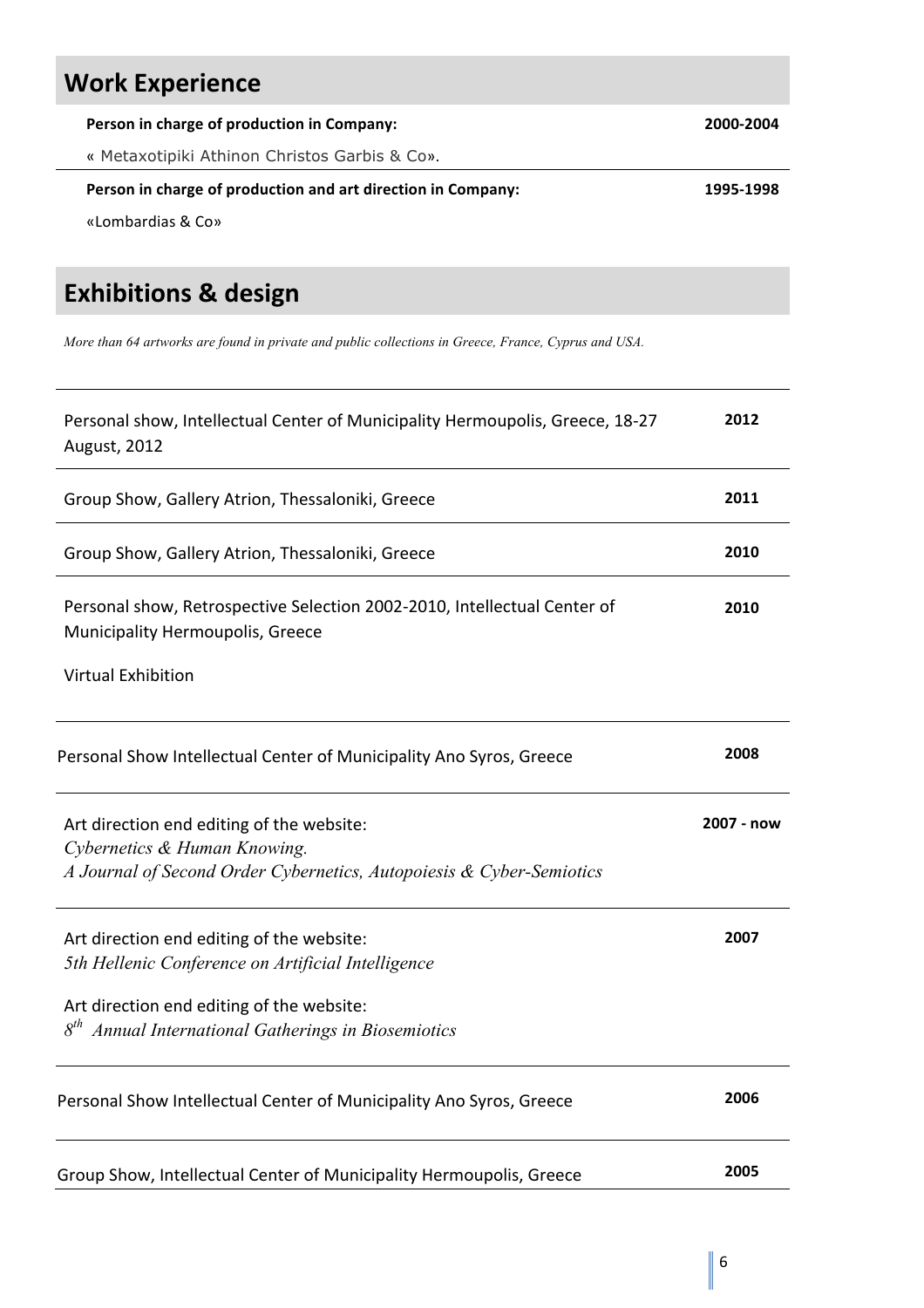## Work Experience

| | |
|---|---|
| **Person in charge of production in Company:** « Metaxotipiki Athinon Christos Garbis & Co». | **2000-2004** |
| **Person in charge of production and art direction in Company:** «Lombardias & Co» | **1995-1998** |

## Exhibitions & design

*More than 64 artworks are found in private and public collections in Greece, France, Cyprus and USA.*

| | |
|---|---|
| Personal show, Intellectual Center of Municipality Hermoupolis, Greece, 18-27 August, 2012 | **2012** |
| Group Show, Gallery Atrion, Thessaloniki, Greece | **2011** |
| Group Show, Gallery Atrion, Thessaloniki, Greece | **2010** |
| Personal show, Retrospective Selection 2002-2010, Intellectual Center of Municipality Hermoupolis, Greece<br><br>Virtual Exhibition | **2010** |
| Personal Show Intellectual Center of Municipality Ano Syros, Greece | **2008** |
| Art direction end editing of the website:<br>*Cybernetics & Human Knowing.*<br>*A Journal of Second Order Cybernetics, Autopoiesis & Cyber-Semiotics* | **2007 - now** |
| Art direction end editing of the website:<br>*5th Hellenic Conference on Artificial Intelligence*<br><br>Art direction end editing of the website:<br>*8th Annual International Gatherings in Biosemiotics* | **2007** |
| Personal Show Intellectual Center of Municipality Ano Syros, Greece | **2006** |
| Group Show, Intellectual Center of Municipality Hermoupolis, Greece | **2005** |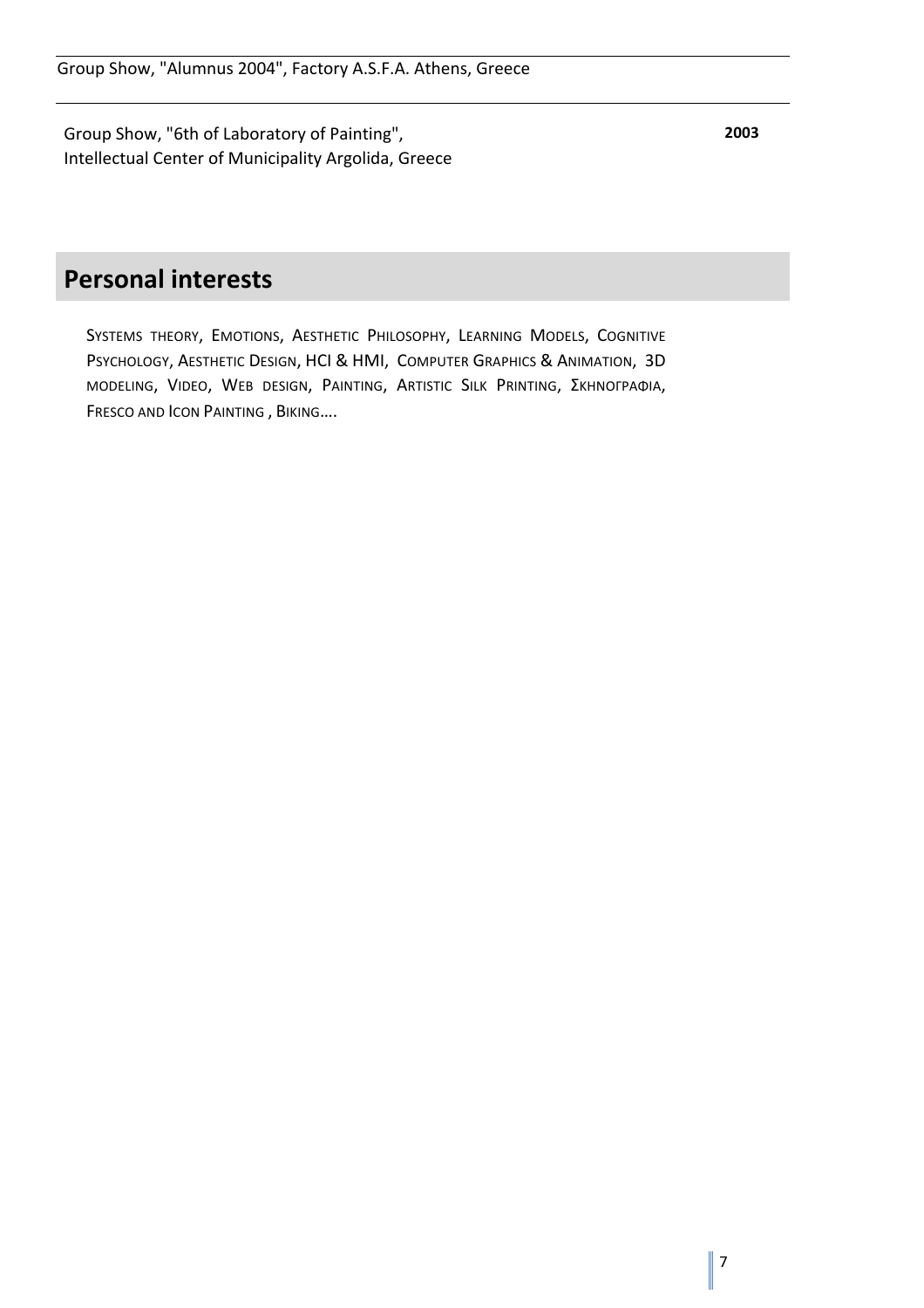Group Show, "Alumnus 2004", Factory A.S.F.A. Athens, Greece

Group Show, "6th of Laboratory of Painting", Intellectual Center of Municipality Argolida, Greece **2003**

## Personal interests

Systems theory, Emotions, Aesthetic Philosophy, Learning Models, Cognitive Psychology, Aesthetic Design, HCI & HMI, Computer Graphics & Animation, 3D modeling, Video, Web design, Painting, Artistic Silk Printing, Σκηνογραφια, Fresco and Icon Painting , Biking....